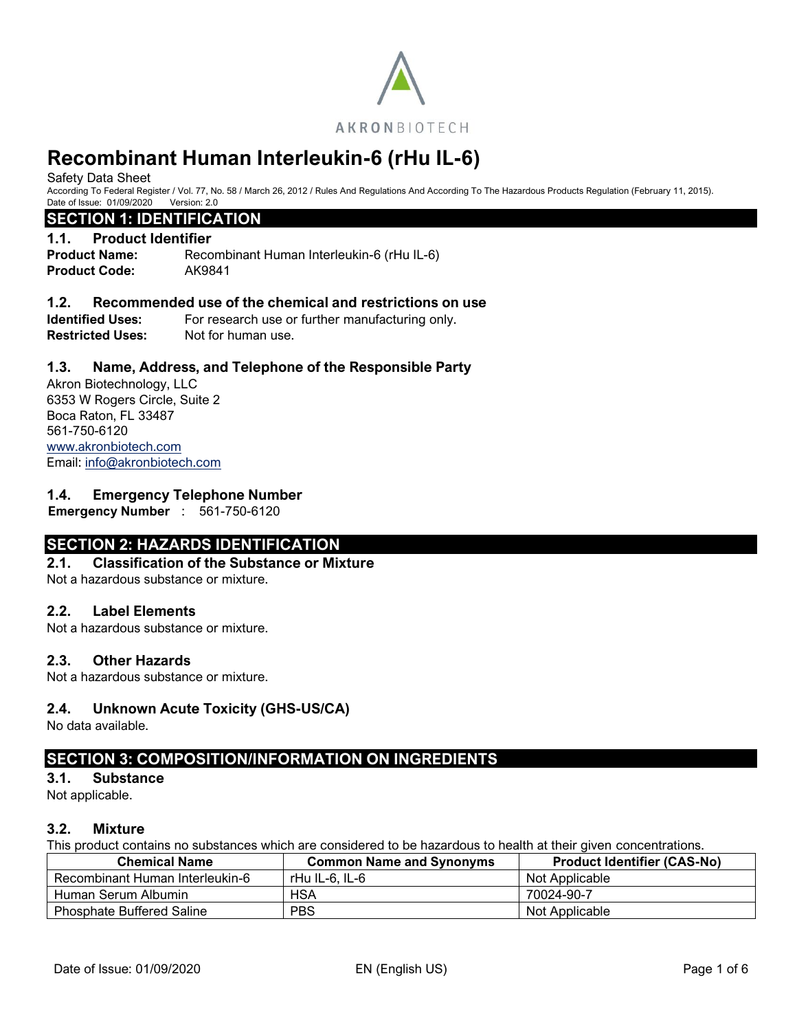AKRONBIOTECH

# Recombinant Human Interleukin-6 (rHu IL-6)

Safety Data Sheet

According To Federal Register / Vol. 77, No. 58 / March 26, 2012 / Rules And Regulations And According To The Hazardous Products Regulation (February 11, 2015).

Date of Issue: 01/09/2020 Version: 2.0

## SECTION 1: IDENTIFICATION

### 1.1. Product Identifier

**Product Name:** Recombinant Human Interleukin-6 (rHu IL-6)

**Product Code:** AK9841

### 1.2. Recommended use of the chemical and restrictions on use

**Identified Uses:** For research use or further manufacturing only.

**Restricted Uses:** Not for human use.

### 1.3. Name, Address, and Telephone of the Responsible Party

Akron Biotechnology, LLC
6353 W Rogers Circle, Suite 2
Boca Raton, FL 33487
561-750-6120
www.akronbiotech.com
Email: info@akronbiotech.com

### 1.4. Emergency Telephone Number

**Emergency Number** : 561-750-6120

## SECTION 2: HAZARDS IDENTIFICATION

### 2.1. Classification of the Substance or Mixture

Not a hazardous substance or mixture.

### 2.2. Label Elements

Not a hazardous substance or mixture.

### 2.3. Other Hazards

Not a hazardous substance or mixture.

### 2.4. Unknown Acute Toxicity (GHS-US/CA)

No data available.

## SECTION 3: COMPOSITION/INFORMATION ON INGREDIENTS

### 3.1. Substance

Not applicable.

### 3.2. Mixture

This product contains no substances which are considered to be hazardous to health at their given concentrations.

| Chemical Name | Common Name and Synonyms | Product Identifier (CAS-No) |
|---|---|---|
| Recombinant Human Interleukin-6 | rHu IL-6, IL-6 | Not Applicable |
| Human Serum Albumin | HSA | 70024-90-7 |
| Phosphate Buffered Saline | PBS | Not Applicable |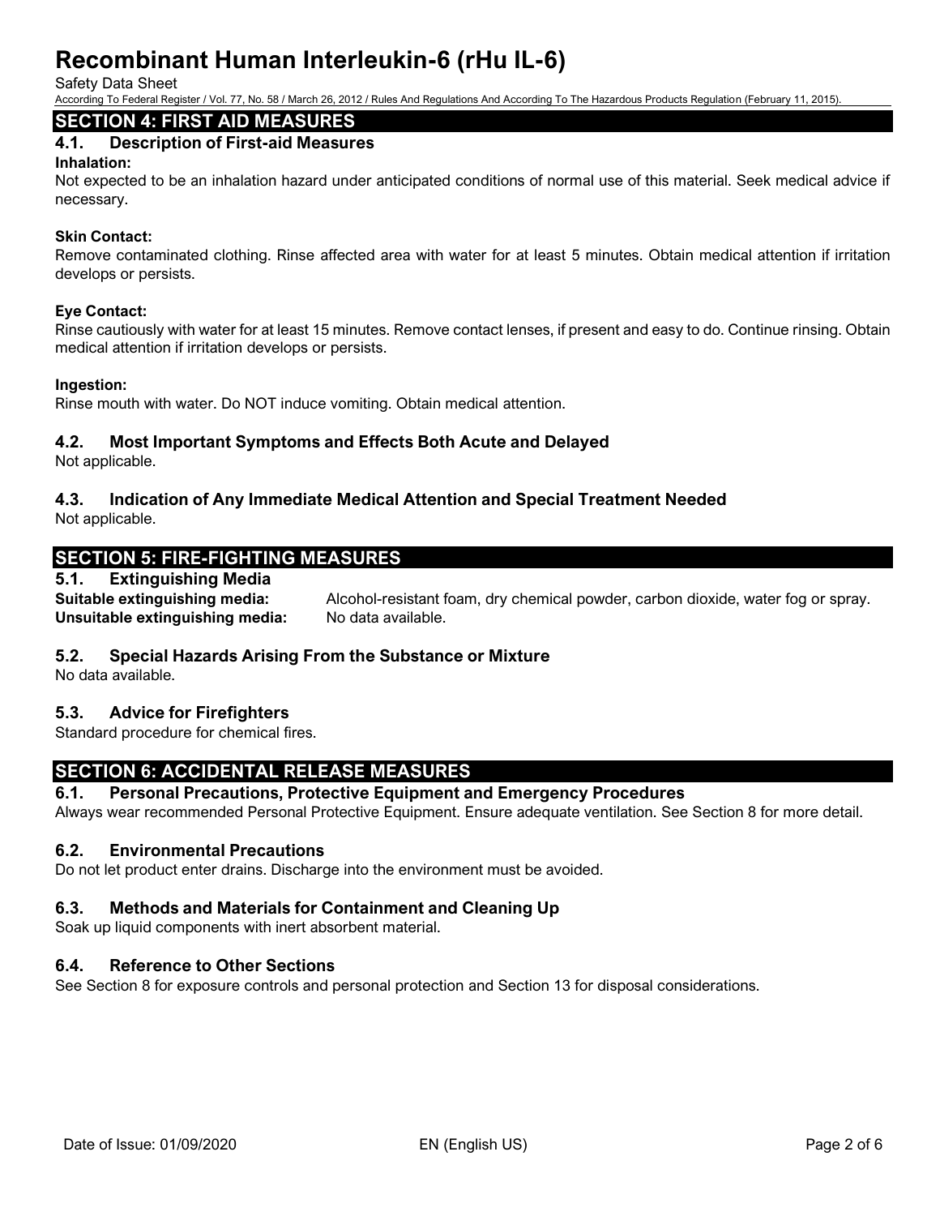## SECTION 4: FIRST AID MEASURES

### 4.1. Description of First-aid Measures

**Inhalation:**
Not expected to be an inhalation hazard under anticipated conditions of normal use of this material. Seek medical advice if necessary.

**Skin Contact:**
Remove contaminated clothing. Rinse affected area with water for at least 5 minutes. Obtain medical attention if irritation develops or persists.

**Eye Contact:**
Rinse cautiously with water for at least 15 minutes. Remove contact lenses, if present and easy to do. Continue rinsing. Obtain medical attention if irritation develops or persists.

**Ingestion:**
Rinse mouth with water. Do NOT induce vomiting. Obtain medical attention.

### 4.2. Most Important Symptoms and Effects Both Acute and Delayed

Not applicable.

### 4.3. Indication of Any Immediate Medical Attention and Special Treatment Needed

Not applicable.

## SECTION 5: FIRE-FIGHTING MEASURES

### 5.1. Extinguishing Media

**Suitable extinguishing media:** Alcohol-resistant foam, dry chemical powder, carbon dioxide, water fog or spray.
**Unsuitable extinguishing media:** No data available.

### 5.2. Special Hazards Arising From the Substance or Mixture

No data available.

### 5.3. Advice for Firefighters

Standard procedure for chemical fires.

## SECTION 6: ACCIDENTAL RELEASE MEASURES

### 6.1. Personal Precautions, Protective Equipment and Emergency Procedures

Always wear recommended Personal Protective Equipment. Ensure adequate ventilation. See Section 8 for more detail.

### 6.2. Environmental Precautions

Do not let product enter drains. Discharge into the environment must be avoided.

### 6.3. Methods and Materials for Containment and Cleaning Up

Soak up liquid components with inert absorbent material.

### 6.4. Reference to Other Sections

See Section 8 for exposure controls and personal protection and Section 13 for disposal considerations.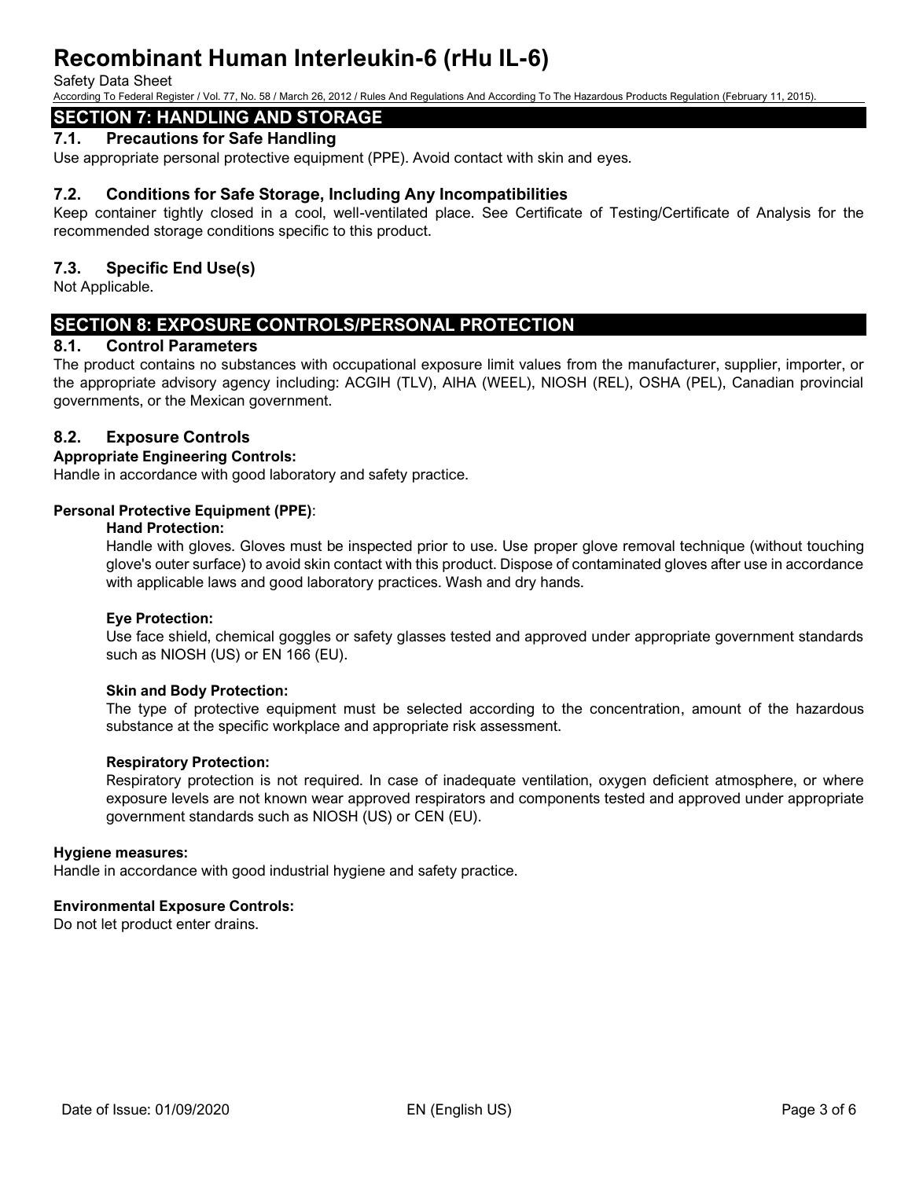## SECTION 7: HANDLING AND STORAGE

### 7.1. Precautions for Safe Handling

Use appropriate personal protective equipment (PPE). Avoid contact with skin and eyes.

### 7.2. Conditions for Safe Storage, Including Any Incompatibilities

Keep container tightly closed in a cool, well-ventilated place. See Certificate of Testing/Certificate of Analysis for the recommended storage conditions specific to this product.

### 7.3. Specific End Use(s)

Not Applicable.

## SECTION 8: EXPOSURE CONTROLS/PERSONAL PROTECTION

### 8.1. Control Parameters

The product contains no substances with occupational exposure limit values from the manufacturer, supplier, importer, or the appropriate advisory agency including: ACGIH (TLV), AIHA (WEEL), NIOSH (REL), OSHA (PEL), Canadian provincial governments, or the Mexican government.

### 8.2. Exposure Controls

**Appropriate Engineering Controls:**

Handle in accordance with good laboratory and safety practice.

**Personal Protective Equipment (PPE)**:

**Hand Protection:**

Handle with gloves. Gloves must be inspected prior to use. Use proper glove removal technique (without touching glove's outer surface) to avoid skin contact with this product. Dispose of contaminated gloves after use in accordance with applicable laws and good laboratory practices. Wash and dry hands.

**Eye Protection:**

Use face shield, chemical goggles or safety glasses tested and approved under appropriate government standards such as NIOSH (US) or EN 166 (EU).

**Skin and Body Protection:**

The type of protective equipment must be selected according to the concentration, amount of the hazardous substance at the specific workplace and appropriate risk assessment.

**Respiratory Protection:**

Respiratory protection is not required. In case of inadequate ventilation, oxygen deficient atmosphere, or where exposure levels are not known wear approved respirators and components tested and approved under appropriate government standards such as NIOSH (US) or CEN (EU).

**Hygiene measures:**

Handle in accordance with good industrial hygiene and safety practice.

**Environmental Exposure Controls:**

Do not let product enter drains.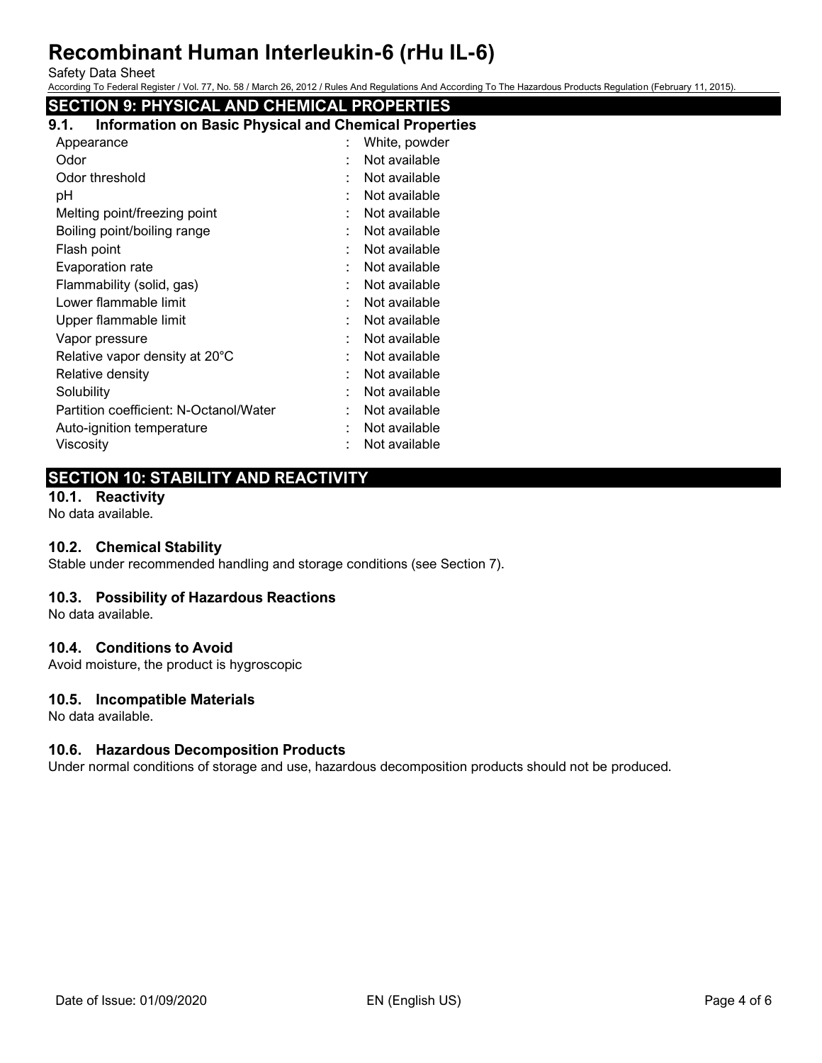## SECTION 9: PHYSICAL AND CHEMICAL PROPERTIES

### 9.1. Information on Basic Physical and Chemical Properties

| | | |
|---|---|---|
| Appearance | : | White, powder |
| Odor | : | Not available |
| Odor threshold | : | Not available |
| pH | : | Not available |
| Melting point/freezing point | : | Not available |
| Boiling point/boiling range | : | Not available |
| Flash point | : | Not available |
| Evaporation rate | : | Not available |
| Flammability (solid, gas) | : | Not available |
| Lower flammable limit | : | Not available |
| Upper flammable limit | : | Not available |
| Vapor pressure | : | Not available |
| Relative vapor density at 20°C | : | Not available |
| Relative density | : | Not available |
| Solubility | : | Not available |
| Partition coefficient: N-Octanol/Water | : | Not available |
| Auto-ignition temperature | : | Not available |
| Viscosity | : | Not available |

## SECTION 10: STABILITY AND REACTIVITY

### 10.1. Reactivity

No data available.

### 10.2. Chemical Stability

Stable under recommended handling and storage conditions (see Section 7).

### 10.3. Possibility of Hazardous Reactions

No data available.

### 10.4. Conditions to Avoid

Avoid moisture, the product is hygroscopic

### 10.5. Incompatible Materials

No data available.

### 10.6. Hazardous Decomposition Products

Under normal conditions of storage and use, hazardous decomposition products should not be produced.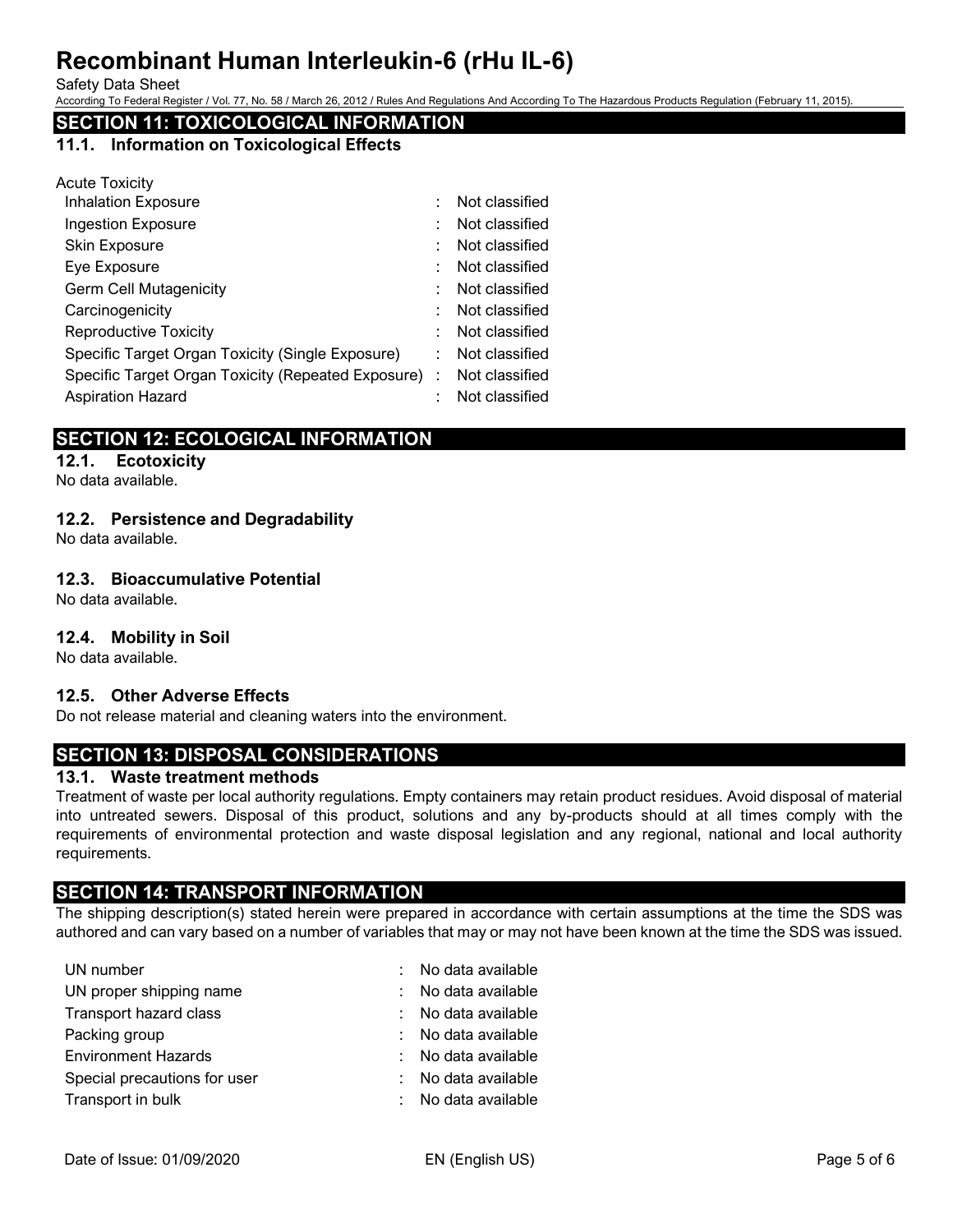## SECTION 11: TOXICOLOGICAL INFORMATION

### 11.1. Information on Toxicological Effects

Acute Toxicity

| | | |
|---|---|---|
| Inhalation Exposure | : | Not classified |
| Ingestion Exposure | : | Not classified |
| Skin Exposure | : | Not classified |
| Eye Exposure | : | Not classified |
| Germ Cell Mutagenicity | : | Not classified |
| Carcinogenicity | : | Not classified |
| Reproductive Toxicity | : | Not classified |
| Specific Target Organ Toxicity (Single Exposure) | : | Not classified |
| Specific Target Organ Toxicity (Repeated Exposure) | : | Not classified |
| Aspiration Hazard | : | Not classified |

## SECTION 12: ECOLOGICAL INFORMATION

### 12.1. Ecotoxicity

No data available.

### 12.2. Persistence and Degradability

No data available.

### 12.3. Bioaccumulative Potential

No data available.

### 12.4. Mobility in Soil

No data available.

### 12.5. Other Adverse Effects

Do not release material and cleaning waters into the environment.

## SECTION 13: DISPOSAL CONSIDERATIONS

### 13.1. Waste treatment methods

Treatment of waste per local authority regulations. Empty containers may retain product residues. Avoid disposal of material into untreated sewers. Disposal of this product, solutions and any by-products should at all times comply with the requirements of environmental protection and waste disposal legislation and any regional, national and local authority requirements.

## SECTION 14: TRANSPORT INFORMATION

The shipping description(s) stated herein were prepared in accordance with certain assumptions at the time the SDS was authored and can vary based on a number of variables that may or may not have been known at the time the SDS was issued.

| | | |
|---|---|---|
| UN number | : | No data available |
| UN proper shipping name | : | No data available |
| Transport hazard class | : | No data available |
| Packing group | : | No data available |
| Environment Hazards | : | No data available |
| Special precautions for user | : | No data available |
| Transport in bulk | : | No data available |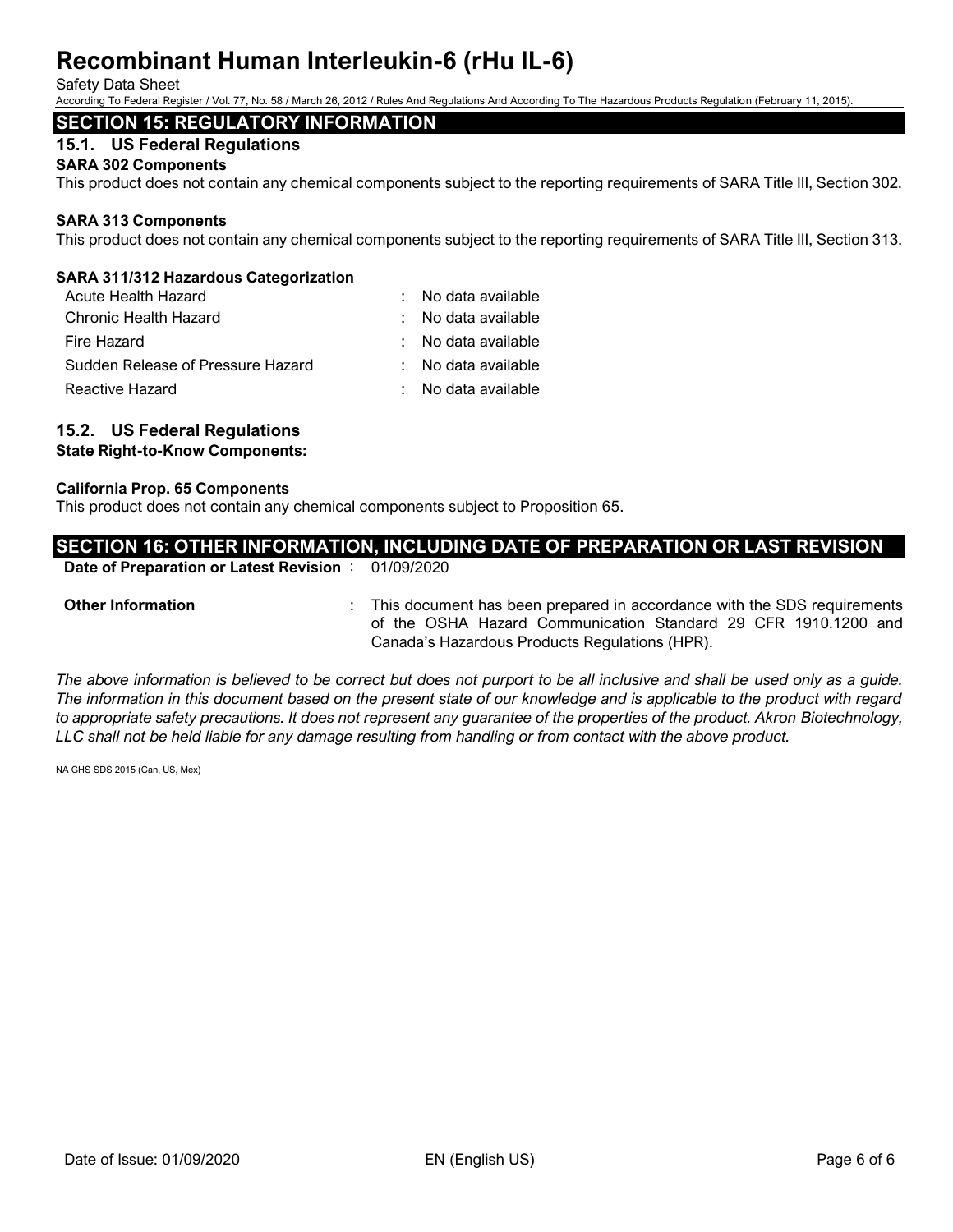## SECTION 15: REGULATORY INFORMATION

### 15.1. US Federal Regulations

**SARA 302 Components**

This product does not contain any chemical components subject to the reporting requirements of SARA Title III, Section 302.

**SARA 313 Components**

This product does not contain any chemical components subject to the reporting requirements of SARA Title III, Section 313.

**SARA 311/312 Hazardous Categorization**

| | |
|---|---|
| Acute Health Hazard | : No data available |
| Chronic Health Hazard | : No data available |
| Fire Hazard | : No data available |
| Sudden Release of Pressure Hazard | : No data available |
| Reactive Hazard | : No data available |

### 15.2. US Federal Regulations

**State Right-to-Know Components:**

**California Prop. 65 Components**

This product does not contain any chemical components subject to Proposition 65.

## SECTION 16: OTHER INFORMATION, INCLUDING DATE OF PREPARATION OR LAST REVISION

| | |
|---|---|
| **Date of Preparation or Latest Revision** | : 01/09/2020 |
| **Other Information** | : This document has been prepared in accordance with the SDS requirements of the OSHA Hazard Communication Standard 29 CFR 1910.1200 and Canada's Hazardous Products Regulations (HPR). |

*The above information is believed to be correct but does not purport to be all inclusive and shall be used only as a guide. The information in this document based on the present state of our knowledge and is applicable to the product with regard to appropriate safety precautions. It does not represent any guarantee of the properties of the product. Akron Biotechnology, LLC shall not be held liable for any damage resulting from handling or from contact with the above product.*

NA GHS SDS 2015 (Can, US, Mex)